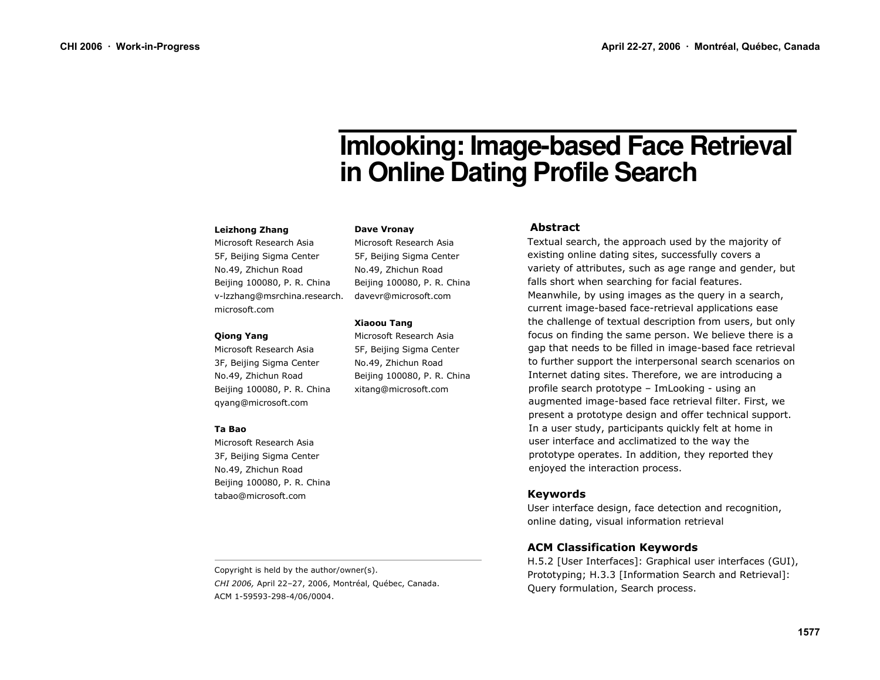# Imlooking: Image-based Face Retrieval in Online Dating Profile Search

**Leizhong Zhang**
Microsoft Research Asia
5F, Beijing Sigma Center
No.49, Zhichun Road
Beijing 100080, P. R. China
v-lzzhang@msrchina.research.microsoft.com

**Qiong Yang**
Microsoft Research Asia
3F, Beijing Sigma Center
No.49, Zhichun Road
Beijing 100080, P. R. China
qyang@microsoft.com

**Ta Bao**
Microsoft Research Asia
3F, Beijing Sigma Center
No.49, Zhichun Road
Beijing 100080, P. R. China
tabao@microsoft.com

**Dave Vronay**
Microsoft Research Asia
5F, Beijing Sigma Center
No.49, Zhichun Road
Beijing 100080, P. R. China
davevr@microsoft.com

**Xiaoou Tang**
Microsoft Research Asia
5F, Beijing Sigma Center
No.49, Zhichun Road
Beijing 100080, P. R. China
xitang@microsoft.com

Copyright is held by the author/owner(s).
*CHI 2006,* April 22–27, 2006, Montréal, Québec, Canada.
ACM 1-59593-298-4/06/0004.

## Abstract

Textual search, the approach used by the majority of existing online dating sites, successfully covers a variety of attributes, such as age range and gender, but falls short when searching for facial features. Meanwhile, by using images as the query in a search, current image-based face-retrieval applications ease the challenge of textual description from users, but only focus on finding the same person. We believe there is a gap that needs to be filled in image-based face retrieval to further support the interpersonal search scenarios on Internet dating sites. Therefore, we are introducing a profile search prototype – ImLooking - using an augmented image-based face retrieval filter. First, we present a prototype design and offer technical support. In a user study, participants quickly felt at home in user interface and acclimatized to the way the prototype operates. In addition, they reported they enjoyed the interaction process.

## Keywords

User interface design, face detection and recognition, online dating, visual information retrieval

## ACM Classification Keywords

H.5.2 [User Interfaces]: Graphical user interfaces (GUI), Prototyping; H.3.3 [Information Search and Retrieval]: Query formulation, Search process.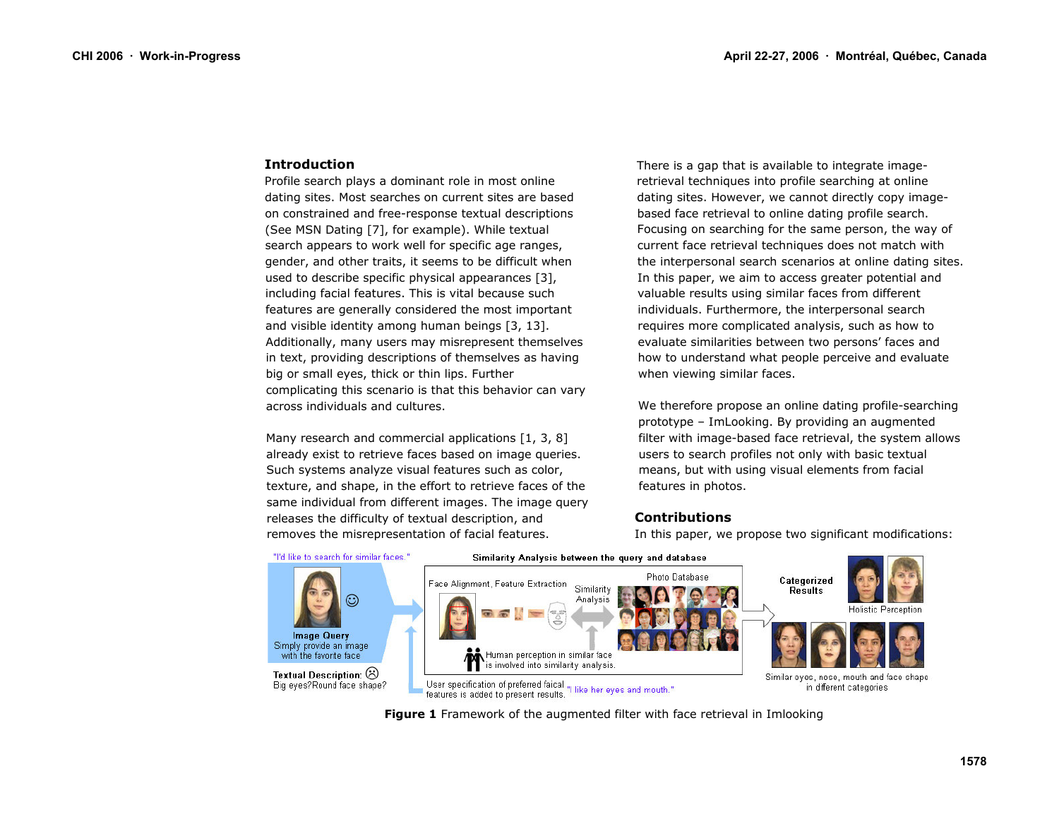## Introduction

Profile search plays a dominant role in most online dating sites. Most searches on current sites are based on constrained and free-response textual descriptions (See MSN Dating [7], for example). While textual search appears to work well for specific age ranges, gender, and other traits, it seems to be difficult when used to describe specific physical appearances [3], including facial features. This is vital because such features are generally considered the most important and visible identity among human beings [3, 13]. Additionally, many users may misrepresent themselves in text, providing descriptions of themselves as having big or small eyes, thick or thin lips. Further complicating this scenario is that this behavior can vary across individuals and cultures.

Many research and commercial applications [1, 3, 8] already exist to retrieve faces based on image queries. Such systems analyze visual features such as color, texture, and shape, in the effort to retrieve faces of the same individual from different images. The image query releases the difficulty of textual description, and removes the misrepresentation of facial features.

There is a gap that is available to integrate image-retrieval techniques into profile searching at online dating sites. However, we cannot directly copy image-based face retrieval to online dating profile search. Focusing on searching for the same person, the way of current face retrieval techniques does not match with the interpersonal search scenarios at online dating sites. In this paper, we aim to access greater potential and valuable results using similar faces from different individuals. Furthermore, the interpersonal search requires more complicated analysis, such as how to evaluate similarities between two persons' faces and how to understand what people perceive and evaluate when viewing similar faces.

We therefore propose an online dating profile-searching prototype – ImLooking. By providing an augmented filter with image-based face retrieval, the system allows users to search profiles not only with basic textual means, but with using visual elements from facial features in photos.

## Contributions

In this paper, we propose two significant modifications:

**Figure 1** Framework of the augmented filter with face retrieval in Imlooking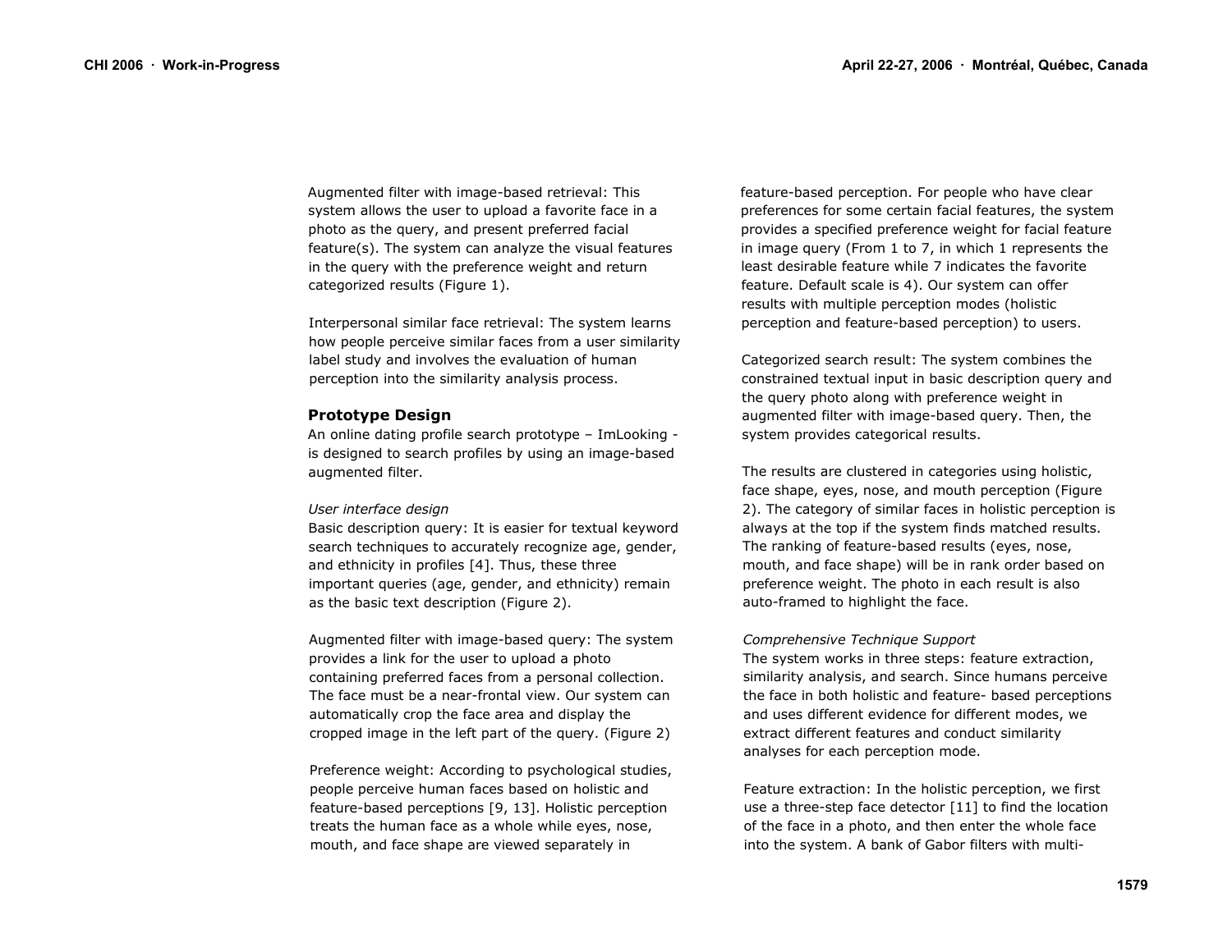Augmented filter with image-based retrieval: This system allows the user to upload a favorite face in a photo as the query, and present preferred facial feature(s). The system can analyze the visual features in the query with the preference weight and return categorized results (Figure 1).

Interpersonal similar face retrieval: The system learns how people perceive similar faces from a user similarity label study and involves the evaluation of human perception into the similarity analysis process.

## Prototype Design

An online dating profile search prototype – ImLooking - is designed to search profiles by using an image-based augmented filter.

*User interface design*

Basic description query: It is easier for textual keyword search techniques to accurately recognize age, gender, and ethnicity in profiles [4]. Thus, these three important queries (age, gender, and ethnicity) remain as the basic text description (Figure 2).

Augmented filter with image-based query: The system provides a link for the user to upload a photo containing preferred faces from a personal collection. The face must be a near-frontal view. Our system can automatically crop the face area and display the cropped image in the left part of the query. (Figure 2)

Preference weight: According to psychological studies, people perceive human faces based on holistic and feature-based perceptions [9, 13]. Holistic perception treats the human face as a whole while eyes, nose, mouth, and face shape are viewed separately in feature-based perception. For people who have clear preferences for some certain facial features, the system provides a specified preference weight for facial feature in image query (From 1 to 7, in which 1 represents the least desirable feature while 7 indicates the favorite feature. Default scale is 4). Our system can offer results with multiple perception modes (holistic perception and feature-based perception) to users.

Categorized search result: The system combines the constrained textual input in basic description query and the query photo along with preference weight in augmented filter with image-based query. Then, the system provides categorical results.

The results are clustered in categories using holistic, face shape, eyes, nose, and mouth perception (Figure 2). The category of similar faces in holistic perception is always at the top if the system finds matched results. The ranking of feature-based results (eyes, nose, mouth, and face shape) will be in rank order based on preference weight. The photo in each result is also auto-framed to highlight the face.

*Comprehensive Technique Support*

The system works in three steps: feature extraction, similarity analysis, and search. Since humans perceive the face in both holistic and feature- based perceptions and uses different evidence for different modes, we extract different features and conduct similarity analyses for each perception mode.

Feature extraction: In the holistic perception, we first use a three-step face detector [11] to find the location of the face in a photo, and then enter the whole face into the system. A bank of Gabor filters with multi-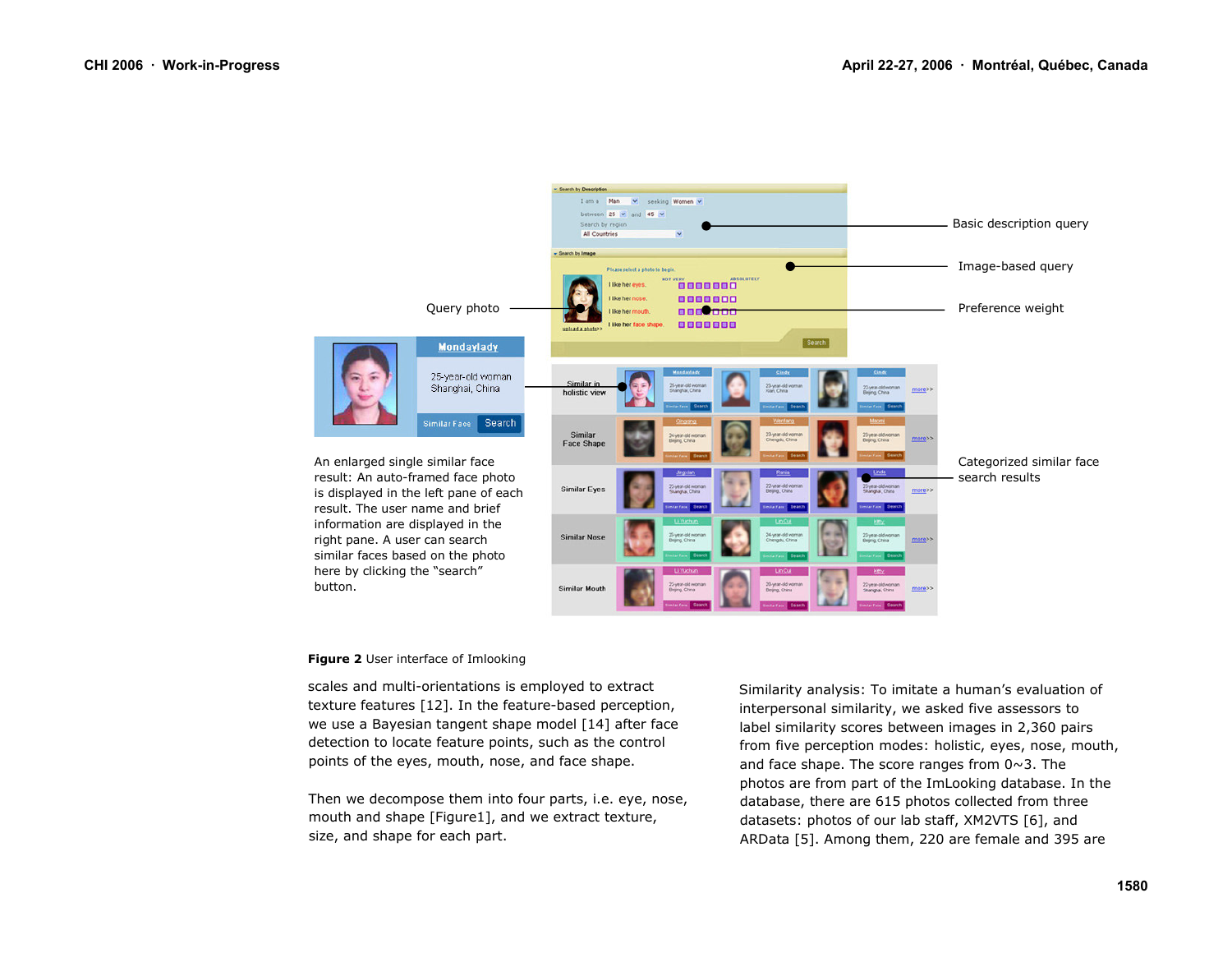Query photo

Basic description query

Image-based query

Preference weight

Categorized similar face search results

An enlarged single similar face result: An auto-framed face photo is displayed in the left pane of each result. The user name and brief information are displayed in the right pane. A user can search similar faces based on the photo here by clicking the "search" button.

**Figure 2** User interface of Imlooking

scales and multi-orientations is employed to extract texture features [12]. In the feature-based perception, we use a Bayesian tangent shape model [14] after face detection to locate feature points, such as the control points of the eyes, mouth, nose, and face shape.

Then we decompose them into four parts, i.e. eye, nose, mouth and shape [Figure1], and we extract texture, size, and shape for each part.

Similarity analysis: To imitate a human's evaluation of interpersonal similarity, we asked five assessors to label similarity scores between images in 2,360 pairs from five perception modes: holistic, eyes, nose, mouth, and face shape. The score ranges from 0~3. The photos are from part of the ImLooking database. In the database, there are 615 photos collected from three datasets: photos of our lab staff, XM2VTS [6], and ARData [5]. Among them, 220 are female and 395 are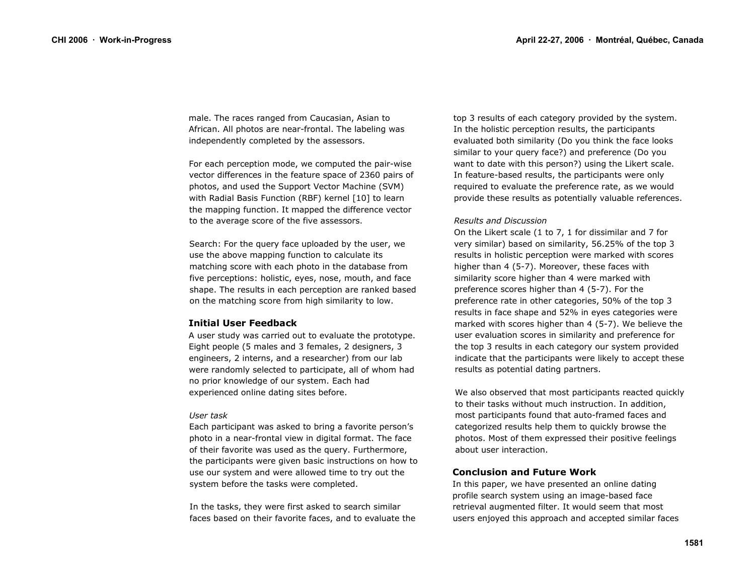male. The races ranged from Caucasian, Asian to African. All photos are near-frontal. The labeling was independently completed by the assessors.

For each perception mode, we computed the pair-wise vector differences in the feature space of 2360 pairs of photos, and used the Support Vector Machine (SVM) with Radial Basis Function (RBF) kernel [10] to learn the mapping function. It mapped the difference vector to the average score of the five assessors.

Search: For the query face uploaded by the user, we use the above mapping function to calculate its matching score with each photo in the database from five perceptions: holistic, eyes, nose, mouth, and face shape. The results in each perception are ranked based on the matching score from high similarity to low.

## Initial User Feedback

A user study was carried out to evaluate the prototype. Eight people (5 males and 3 females, 2 designers, 3 engineers, 2 interns, and a researcher) from our lab were randomly selected to participate, all of whom had no prior knowledge of our system. Each had experienced online dating sites before.

### *User task*

Each participant was asked to bring a favorite person's photo in a near-frontal view in digital format. The face of their favorite was used as the query. Furthermore, the participants were given basic instructions on how to use our system and were allowed time to try out the system before the tasks were completed.

In the tasks, they were first asked to search similar faces based on their favorite faces, and to evaluate the top 3 results of each category provided by the system. In the holistic perception results, the participants evaluated both similarity (Do you think the face looks similar to your query face?) and preference (Do you want to date with this person?) using the Likert scale. In feature-based results, the participants were only required to evaluate the preference rate, as we would provide these results as potentially valuable references.

### *Results and Discussion*

On the Likert scale (1 to 7, 1 for dissimilar and 7 for very similar) based on similarity, 56.25% of the top 3 results in holistic perception were marked with scores higher than 4 (5-7). Moreover, these faces with similarity score higher than 4 were marked with preference scores higher than 4 (5-7). For the preference rate in other categories, 50% of the top 3 results in face shape and 52% in eyes categories were marked with scores higher than 4 (5-7). We believe the user evaluation scores in similarity and preference for the top 3 results in each category our system provided indicate that the participants were likely to accept these results as potential dating partners.

We also observed that most participants reacted quickly to their tasks without much instruction. In addition, most participants found that auto-framed faces and categorized results help them to quickly browse the photos. Most of them expressed their positive feelings about user interaction.

## Conclusion and Future Work

In this paper, we have presented an online dating profile search system using an image-based face retrieval augmented filter. It would seem that most users enjoyed this approach and accepted similar faces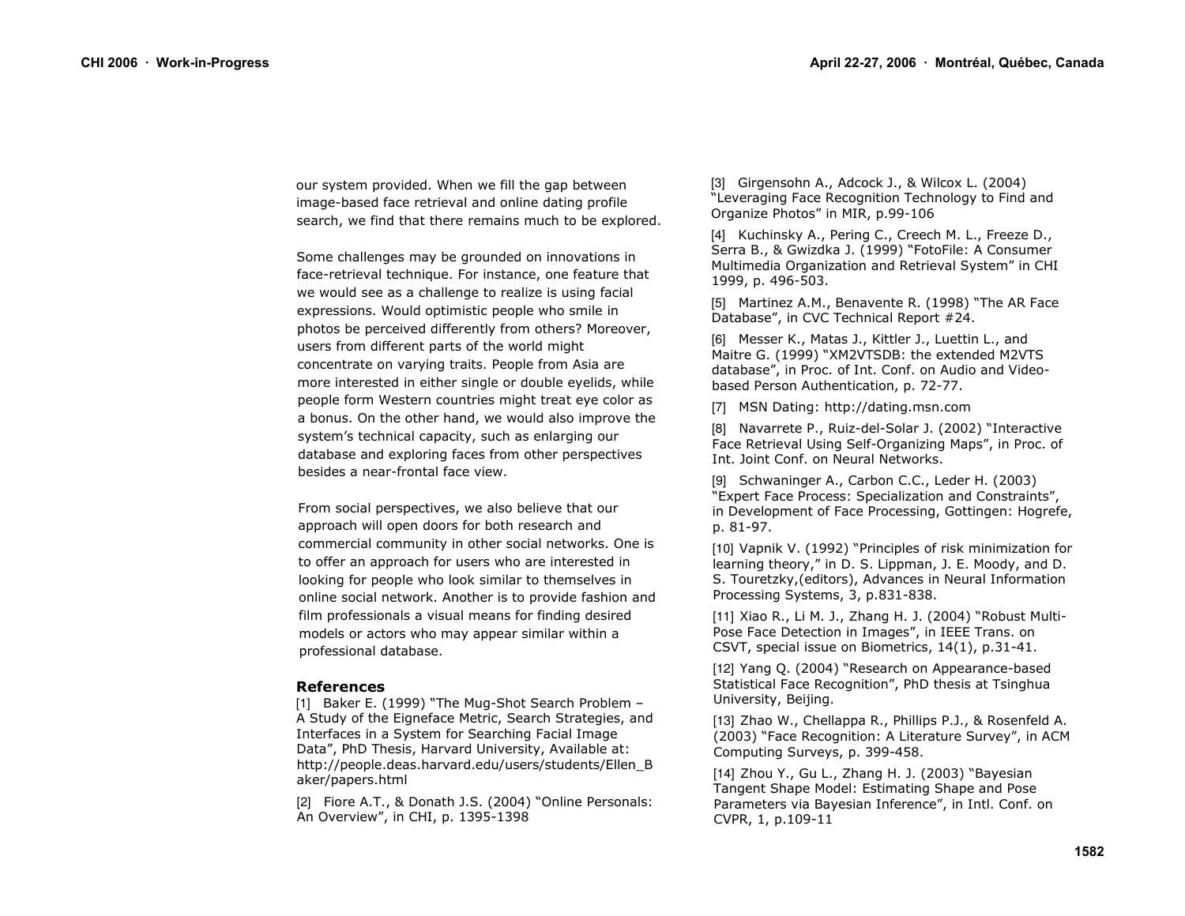our system provided. When we fill the gap between image-based face retrieval and online dating profile search, we find that there remains much to be explored.

Some challenges may be grounded on innovations in face-retrieval technique. For instance, one feature that we would see as a challenge to realize is using facial expressions. Would optimistic people who smile in photos be perceived differently from others? Moreover, users from different parts of the world might concentrate on varying traits. People from Asia are more interested in either single or double eyelids, while people form Western countries might treat eye color as a bonus. On the other hand, we would also improve the system's technical capacity, such as enlarging our database and exploring faces from other perspectives besides a near-frontal face view.

From social perspectives, we also believe that our approach will open doors for both research and commercial community in other social networks. One is to offer an approach for users who are interested in looking for people who look similar to themselves in online social network. Another is to provide fashion and film professionals a visual means for finding desired models or actors who may appear similar within a professional database.

## References

[1] Baker E. (1999) "The Mug-Shot Search Problem – A Study of the Eigneface Metric, Search Strategies, and Interfaces in a System for Searching Facial Image Data", PhD Thesis, Harvard University, Available at: http://people.deas.harvard.edu/users/students/Ellen_Baker/papers.html

[2] Fiore A.T., & Donath J.S. (2004) "Online Personals: An Overview", in CHI, p. 1395-1398

[3] Girgensohn A., Adcock J., & Wilcox L. (2004) "Leveraging Face Recognition Technology to Find and Organize Photos" in MIR, p.99-106

[4] Kuchinsky A., Pering C., Creech M. L., Freeze D., Serra B., & Gwizdka J. (1999) "FotoFile: A Consumer Multimedia Organization and Retrieval System" in CHI 1999, p. 496-503.

[5] Martinez A.M., Benavente R. (1998) "The AR Face Database", in CVC Technical Report #24.

[6] Messer K., Matas J., Kittler J., Luettin L., and Maitre G. (1999) "XM2VTSDB: the extended M2VTS database", in Proc. of Int. Conf. on Audio and Video-based Person Authentication, p. 72-77.

[7] MSN Dating: http://dating.msn.com

[8] Navarrete P., Ruiz-del-Solar J. (2002) "Interactive Face Retrieval Using Self-Organizing Maps", in Proc. of Int. Joint Conf. on Neural Networks.

[9] Schwaninger A., Carbon C.C., Leder H. (2003) "Expert Face Process: Specialization and Constraints", in Development of Face Processing, Gottingen: Hogrefe, p. 81-97.

[10] Vapnik V. (1992) "Principles of risk minimization for learning theory," in D. S. Lippman, J. E. Moody, and D. S. Touretzky,(editors), Advances in Neural Information Processing Systems, 3, p.831-838.

[11] Xiao R., Li M. J., Zhang H. J. (2004) "Robust Multi-Pose Face Detection in Images", in IEEE Trans. on CSVT, special issue on Biometrics, 14(1), p.31-41.

[12] Yang Q. (2004) "Research on Appearance-based Statistical Face Recognition", PhD thesis at Tsinghua University, Beijing.

[13] Zhao W., Chellappa R., Phillips P.J., & Rosenfeld A. (2003) "Face Recognition: A Literature Survey", in ACM Computing Surveys, p. 399-458.

[14] Zhou Y., Gu L., Zhang H. J. (2003) "Bayesian Tangent Shape Model: Estimating Shape and Pose Parameters via Bayesian Inference", in Intl. Conf. on CVPR, 1, p.109-11